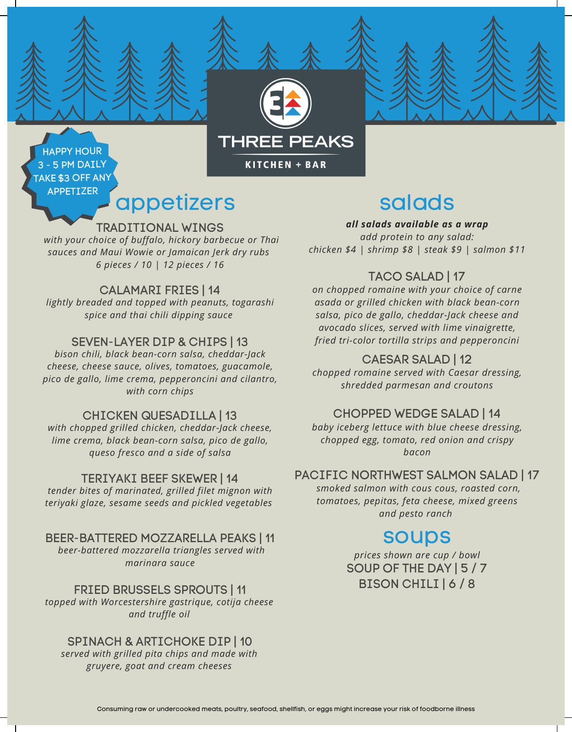# THREE PEAKS

KITCHEN + BAR

**HAPPY HOUR**
**3 - 5 PM DAILY**
**TAKE $3 OFF ANY APPETIZER**

## appetizers

### TRADITIONAL WINGS

*with your choice of buffalo, hickory barbecue or Thai sauces and Maui Wowie or Jamaican Jerk dry rubs*
*6 pieces / 10 | 12 pieces / 16*

### CALAMARI FRIES | 14

*lightly breaded and topped with peanuts, togarashi spice and thai chili dipping sauce*

### SEVEN-LAYER DIP & CHIPS | 13

*bison chili, black bean-corn salsa, cheddar-Jack cheese, cheese sauce, olives, tomatoes, guacamole, pico de gallo, lime crema, pepperoncini and cilantro, with corn chips*

### CHICKEN QUESADILLA | 13

*with chopped grilled chicken, cheddar-Jack cheese, lime crema, black bean-corn salsa, pico de gallo, queso fresco and a side of salsa*

### TERIYAKI BEEF SKEWER | 14

*tender bites of marinated, grilled filet mignon with teriyaki glaze, sesame seeds and pickled vegetables*

### BEER-BATTERED MOZZARELLA PEAKS | 11

*beer-battered mozzarella triangles served with marinara sauce*

### FRIED BRUSSELS SPROUTS | 11

*topped with Worcestershire gastrique, cotija cheese and truffle oil*

### SPINACH & ARTICHOKE DIP | 10

*served with grilled pita chips and made with gruyere, goat and cream cheeses*

## salads

***all salads available as a wrap***
*add protein to any salad:*
*chicken $4 | shrimp $8 | steak $9 | salmon $11*

### TACO SALAD | 17

*on chopped romaine with your choice of carne asada or grilled chicken with black bean-corn salsa, pico de gallo, cheddar-Jack cheese and avocado slices, served with lime vinaigrette, fried tri-color tortilla strips and pepperoncini*

### CAESAR SALAD | 12

*chopped romaine served with Caesar dressing, shredded parmesan and croutons*

### CHOPPED WEDGE SALAD | 14

*baby iceberg lettuce with blue cheese dressing, chopped egg, tomato, red onion and crispy bacon*

### PACIFIC NORTHWEST SALMON SALAD | 17

*smoked salmon with cous cous, roasted corn, tomatoes, pepitas, feta cheese, mixed greens and pesto ranch*

## soups

*prices shown are cup / bowl*

### SOUP OF THE DAY | 5 / 7

### BISON CHILI | 6 / 8

Consuming raw or undercooked meats, poultry, seafood, shellfish, or eggs might increase your risk of foodborne illness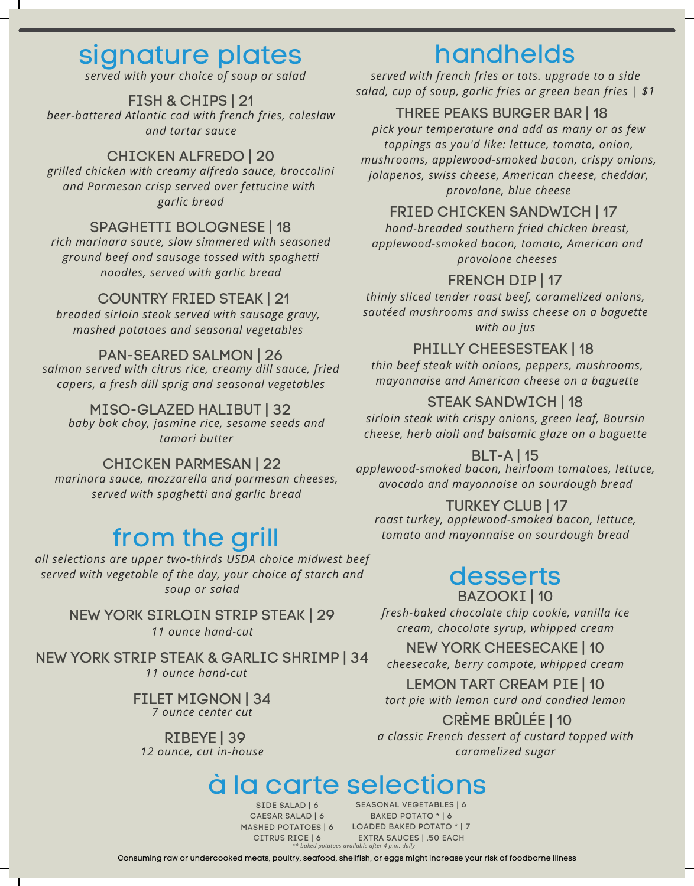## signature plates

*served with your choice of soup or salad*

### FISH & CHIPS | 21

*beer-battered Atlantic cod with french fries, coleslaw and tartar sauce*

### CHICKEN ALFREDO | 20

*grilled chicken with creamy alfredo sauce, broccolini and Parmesan crisp served over fettucine with garlic bread*

### SPAGHETTI BOLOGNESE | 18

*rich marinara sauce, slow simmered with seasoned ground beef and sausage tossed with spaghetti noodles, served with garlic bread*

### COUNTRY FRIED STEAK | 21

*breaded sirloin steak served with sausage gravy, mashed potatoes and seasonal vegetables*

### PAN-SEARED SALMON | 26

*salmon served with citrus rice, creamy dill sauce, fried capers, a fresh dill sprig and seasonal vegetables*

### MISO-GLAZED HALIBUT | 32

*baby bok choy, jasmine rice, sesame seeds and tamari butter*

### CHICKEN PARMESAN | 22

*marinara sauce, mozzarella and parmesan cheeses, served with spaghetti and garlic bread*

## from the grill

*all selections are upper two-thirds USDA choice midwest beef served with vegetable of the day, your choice of starch and soup or salad*

### NEW YORK SIRLOIN STRIP STEAK | 29

*11 ounce hand-cut*

### NEW YORK STRIP STEAK & GARLIC SHRIMP | 34

*11 ounce hand-cut*

### FILET MIGNON | 34

*7 ounce center cut*

### RIBEYE | 39

*12 ounce, cut in-house*

## handhelds

*served with french fries or tots. upgrade to a side salad, cup of soup, garlic fries or green bean fries | $1*

### THREE PEAKS BURGER BAR | 18

*pick your temperature and add as many or as few toppings as you'd like: lettuce, tomato, onion, mushrooms, applewood-smoked bacon, crispy onions, jalapenos, swiss cheese, American cheese, cheddar, provolone, blue cheese*

### FRIED CHICKEN SANDWICH | 17

*hand-breaded southern fried chicken breast, applewood-smoked bacon, tomato, American and provolone cheeses*

### FRENCH DIP | 17

*thinly sliced tender roast beef, caramelized onions, sautéed mushrooms and swiss cheese on a baguette with au jus*

### PHILLY CHEESESTEAK | 18

*thin beef steak with onions, peppers, mushrooms, mayonnaise and American cheese on a baguette*

### STEAK SANDWICH | 18

*sirloin steak with crispy onions, green leaf, Boursin cheese, herb aioli and balsamic glaze on a baguette*

### BLT-A | 15

*applewood-smoked bacon, heirloom tomatoes, lettuce, avocado and mayonnaise on sourdough bread*

### TURKEY CLUB | 17

*roast turkey, applewood-smoked bacon, lettuce, tomato and mayonnaise on sourdough bread*

## desserts

### BAZOOKI | 10

*fresh-baked chocolate chip cookie, vanilla ice cream, chocolate syrup, whipped cream*

### NEW YORK CHEESECAKE | 10

*cheesecake, berry compote, whipped cream*

### LEMON TART CREAM PIE | 10

*tart pie with lemon curd and candied lemon*

### CRÈME BRÛLÉE | 10

*a classic French dessert of custard topped with caramelized sugar*

## à la carte selections

SIDE SALAD | 6
CAESAR SALAD | 6
MASHED POTATOES | 6
CITRUS RICE | 6
SEASONAL VEGETABLES | 6
BAKED POTATO * | 6
LOADED BAKED POTATO * | 7
EXTRA SAUCES | .50 EACH

*** baked potatoes available after 4 p.m. daily*

Consuming raw or undercooked meats, poultry, seafood, shellfish, or eggs might increase your risk of foodborne illness